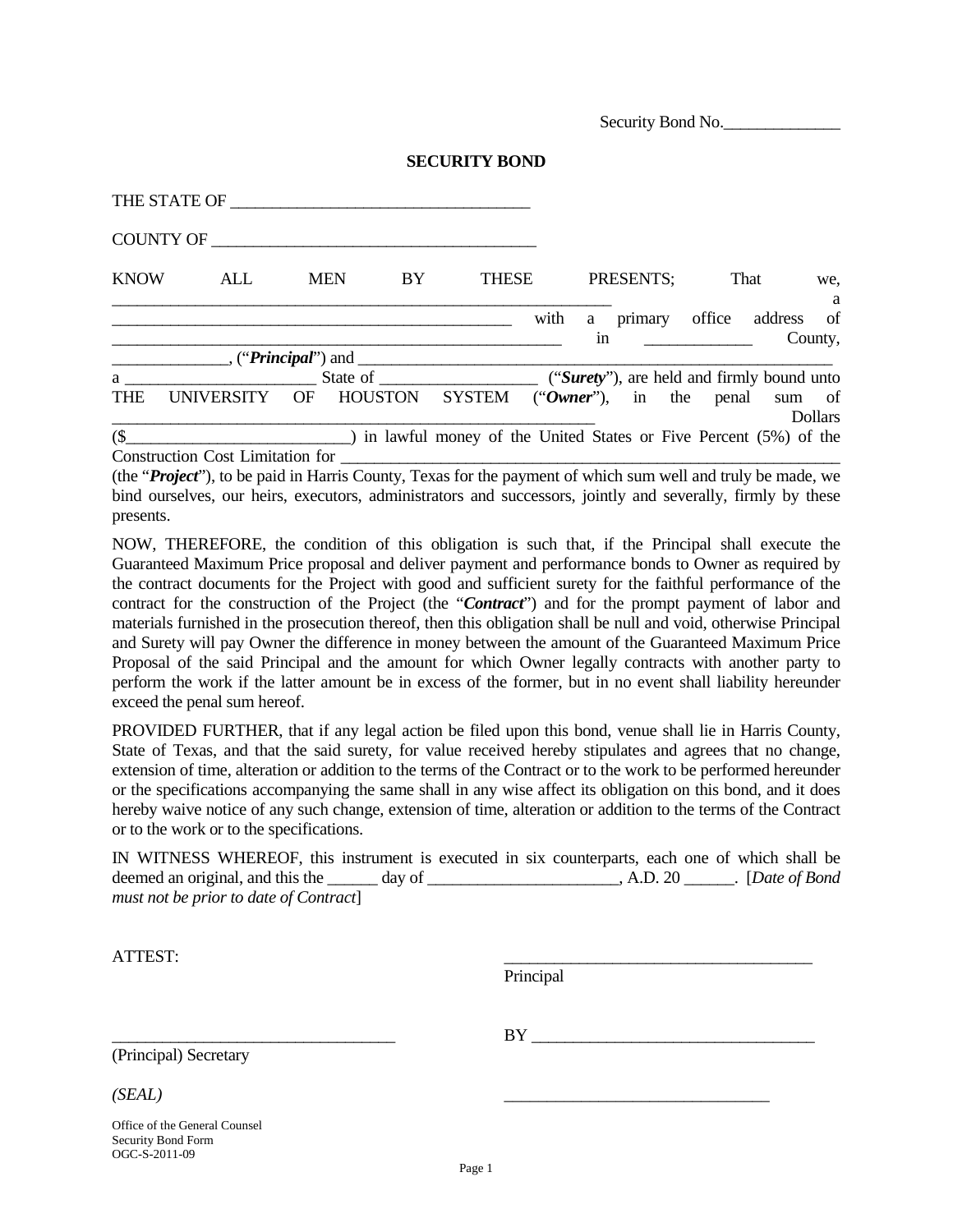Security Bond No.______________

**SECURITY BOND**

THE STATE OF ____________________________________

COUNTY OF _______________________________________

KNOW ALL MEN BY THESE PRESENTS; That we, ______________________________________________________________ a __________________________________________________ with a primary office address of ________________________________________________________ in _____________ County, ______________, ("***Principal***") and ____________________________________________________________ a ______________________ State of ___________________ ("***Surety***"), are held and firmly bound unto THE UNIVERSITY OF HOUSTON SYSTEM ("***Owner***"), in the penal sum of ______________________________________________________________ Dollars ($__________________________) in lawful money of the United States or Five Percent (5%) of the Construction Cost Limitation for ______________________________________________________________ (the "***Project***"), to be paid in Harris County, Texas for the payment of which sum well and truly be made, we bind ourselves, our heirs, executors, administrators and successors, jointly and severally, firmly by these presents.

NOW, THEREFORE, the condition of this obligation is such that, if the Principal shall execute the Guaranteed Maximum Price proposal and deliver payment and performance bonds to Owner as required by the contract documents for the Project with good and sufficient surety for the faithful performance of the contract for the construction of the Project (the "***Contract***") and for the prompt payment of labor and materials furnished in the prosecution thereof, then this obligation shall be null and void, otherwise Principal and Surety will pay Owner the difference in money between the amount of the Guaranteed Maximum Price Proposal of the said Principal and the amount for which Owner legally contracts with another party to perform the work if the latter amount be in excess of the former, but in no event shall liability hereunder exceed the penal sum hereof.

PROVIDED FURTHER, that if any legal action be filed upon this bond, venue shall lie in Harris County, State of Texas, and that the said surety, for value received hereby stipulates and agrees that no change, extension of time, alteration or addition to the terms of the Contract or to the work to be performed hereunder or the specifications accompanying the same shall in any wise affect its obligation on this bond, and it does hereby waive notice of any such change, extension of time, alteration or addition to the terms of the Contract or to the work or to the specifications.

IN WITNESS WHEREOF, this instrument is executed in six counterparts, each one of which shall be deemed an original, and this the ______ day of _______________________, A.D. 20 ______. [*Date of Bond must not be prior to date of Contract*]

ATTEST:

_____________________________________
Principal

__________________________________
(Principal) Secretary

BY __________________________________

*(SEAL)*

________________________________

Office of the General Counsel
Security Bond Form
OGC-S-2011-09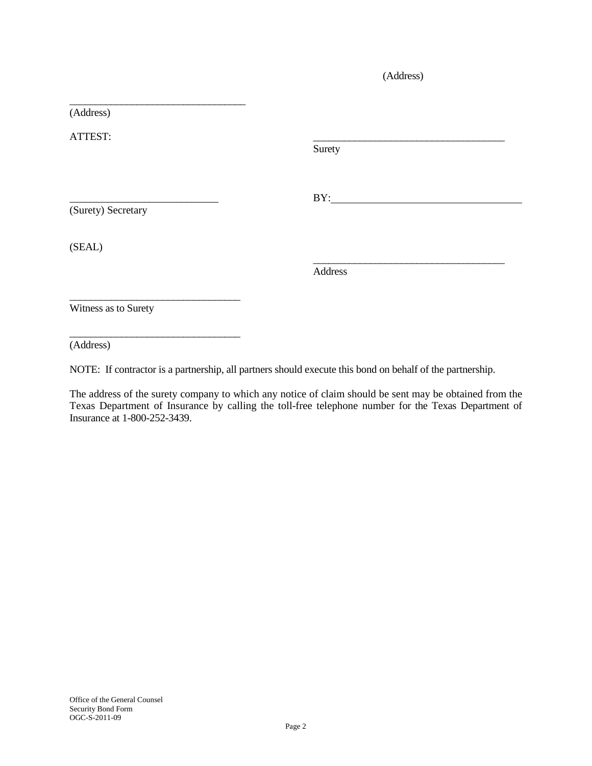(Address)

\_\_\_\_\_\_\_\_\_\_\_\_\_\_\_\_\_\_\_\_\_\_\_\_\_\_\_\_\_\_\_\_\_\_
(Address)

ATTEST:

\_\_\_\_\_\_\_\_\_\_\_\_\_\_\_\_\_\_\_\_\_\_\_\_\_\_\_\_\_\_\_\_\_\_\_\_\_
Surety

\_\_\_\_\_\_\_\_\_\_\_\_\_\_\_\_\_\_\_\_\_\_\_\_\_\_\_\_\_
(Surety) Secretary

BY:\_\_\_\_\_\_\_\_\_\_\_\_\_\_\_\_\_\_\_\_\_\_\_\_\_\_\_\_\_\_\_\_\_\_\_\_\_

(SEAL)

\_\_\_\_\_\_\_\_\_\_\_\_\_\_\_\_\_\_\_\_\_\_\_\_\_\_\_\_\_\_\_\_\_\_\_\_\_
Address

\_\_\_\_\_\_\_\_\_\_\_\_\_\_\_\_\_\_\_\_\_\_\_\_\_\_\_\_\_\_\_\_\_
Witness as to Surety

\_\_\_\_\_\_\_\_\_\_\_\_\_\_\_\_\_\_\_\_\_\_\_\_\_\_\_\_\_\_\_\_\_
(Address)

NOTE: If contractor is a partnership, all partners should execute this bond on behalf of the partnership.

The address of the surety company to which any notice of claim should be sent may be obtained from the Texas Department of Insurance by calling the toll-free telephone number for the Texas Department of Insurance at 1-800-252-3439.

Office of the General Counsel
Security Bond Form
OGC-S-2011-09